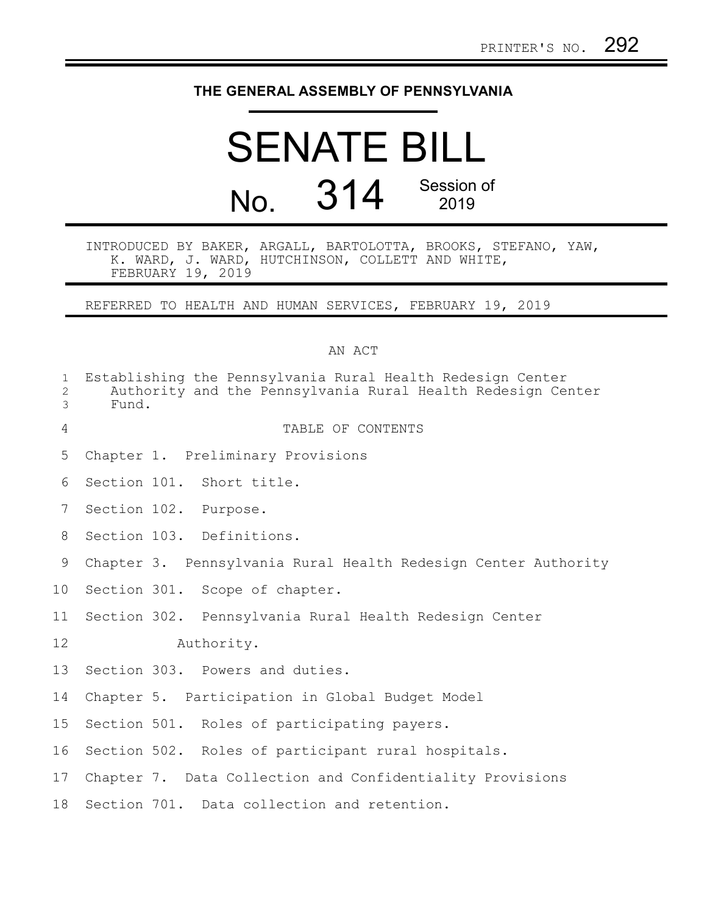PRINTER'S NO. 292

# THE GENERAL ASSEMBLY OF PENNSYLVANIA

# SENATE BILL

## No. 314 Session of 2019

INTRODUCED BY BAKER, ARGALL, BARTOLOTTA, BROOKS, STEFANO, YAW, K. WARD, J. WARD, HUTCHINSON, COLLETT AND WHITE, FEBRUARY 19, 2019

REFERRED TO HEALTH AND HUMAN SERVICES, FEBRUARY 19, 2019

AN ACT

Establishing the Pennsylvania Rural Health Redesign Center Authority and the Pennsylvania Rural Health Redesign Center Fund.

TABLE OF CONTENTS

Chapter 1. Preliminary Provisions

Section 101. Short title.

Section 102. Purpose.

Section 103. Definitions.

Chapter 3. Pennsylvania Rural Health Redesign Center Authority

Section 301. Scope of chapter.

Section 302. Pennsylvania Rural Health Redesign Center Authority.

Section 303. Powers and duties.

Chapter 5. Participation in Global Budget Model

Section 501. Roles of participating payers.

Section 502. Roles of participant rural hospitals.

Chapter 7. Data Collection and Confidentiality Provisions

Section 701. Data collection and retention.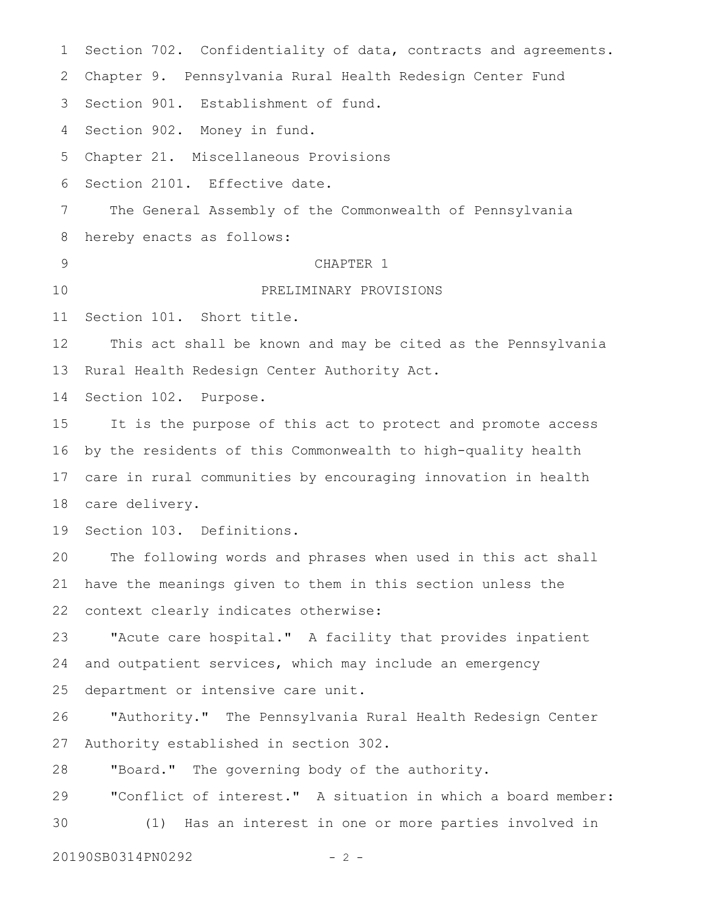Section 702. Confidentiality of data, contracts and agreements.

Chapter 9. Pennsylvania Rural Health Redesign Center Fund

Section 901. Establishment of fund.

Section 902. Money in fund.

Chapter 21. Miscellaneous Provisions

Section 2101. Effective date.

The General Assembly of the Commonwealth of Pennsylvania hereby enacts as follows:

# CHAPTER 1

# PRELIMINARY PROVISIONS

Section 101. Short title.

This act shall be known and may be cited as the Pennsylvania Rural Health Redesign Center Authority Act.

Section 102. Purpose.

It is the purpose of this act to protect and promote access by the residents of this Commonwealth to high-quality health care in rural communities by encouraging innovation in health care delivery.

Section 103. Definitions.

The following words and phrases when used in this act shall have the meanings given to them in this section unless the context clearly indicates otherwise:

"Acute care hospital." A facility that provides inpatient and outpatient services, which may include an emergency department or intensive care unit.

"Authority." The Pennsylvania Rural Health Redesign Center Authority established in section 302.

"Board." The governing body of the authority.

"Conflict of interest." A situation in which a board member:

(1) Has an interest in one or more parties involved in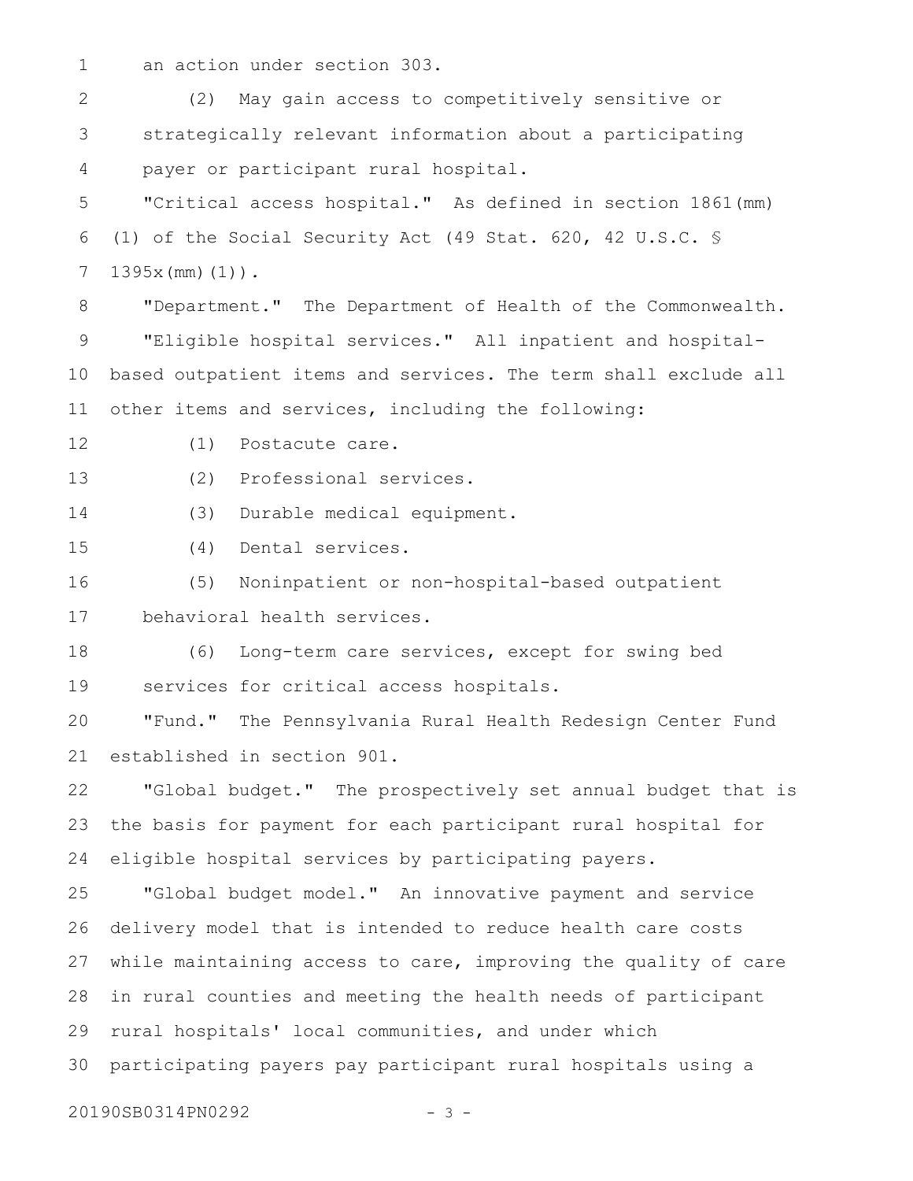an action under section 303.

(2) May gain access to competitively sensitive or strategically relevant information about a participating payer or participant rural hospital.

"Critical access hospital." As defined in section 1861(mm)(1) of the Social Security Act (49 Stat. 620, 42 U.S.C. § 1395x(mm)(1)).

"Department." The Department of Health of the Commonwealth.

"Eligible hospital services." All inpatient and hospital-based outpatient items and services. The term shall exclude all other items and services, including the following:

(1) Postacute care.

(2) Professional services.

(3) Durable medical equipment.

(4) Dental services.

(5) Noninpatient or non-hospital-based outpatient behavioral health services.

(6) Long-term care services, except for swing bed services for critical access hospitals.

"Fund." The Pennsylvania Rural Health Redesign Center Fund established in section 901.

"Global budget." The prospectively set annual budget that is the basis for payment for each participant rural hospital for eligible hospital services by participating payers.

"Global budget model." An innovative payment and service delivery model that is intended to reduce health care costs while maintaining access to care, improving the quality of care in rural counties and meeting the health needs of participant rural hospitals' local communities, and under which participating payers pay participant rural hospitals using a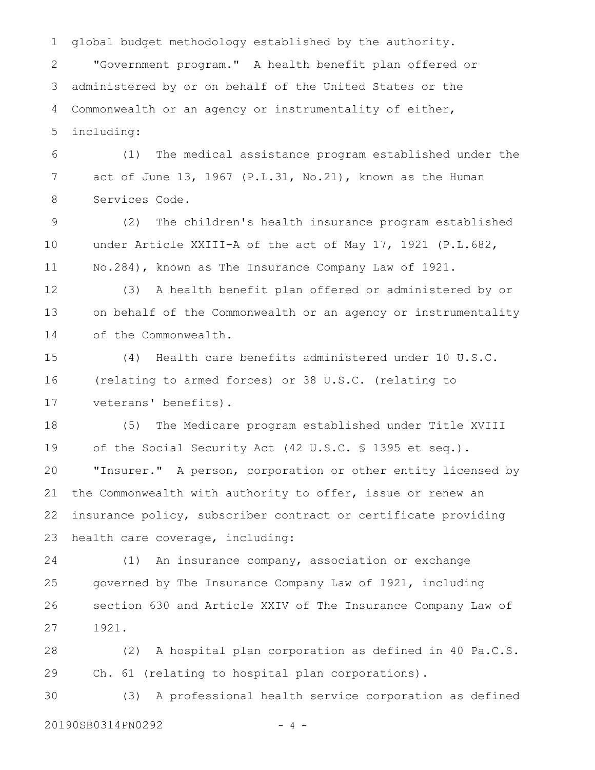global budget methodology established by the authority.

"Government program." A health benefit plan offered or administered by or on behalf of the United States or the Commonwealth or an agency or instrumentality of either, including:

(1) The medical assistance program established under the act of June 13, 1967 (P.L.31, No.21), known as the Human Services Code.

(2) The children's health insurance program established under Article XXIII-A of the act of May 17, 1921 (P.L.682, No.284), known as The Insurance Company Law of 1921.

(3) A health benefit plan offered or administered by or on behalf of the Commonwealth or an agency or instrumentality of the Commonwealth.

(4) Health care benefits administered under 10 U.S.C. (relating to armed forces) or 38 U.S.C. (relating to veterans' benefits).

(5) The Medicare program established under Title XVIII of the Social Security Act (42 U.S.C. § 1395 et seq.).

"Insurer." A person, corporation or other entity licensed by the Commonwealth with authority to offer, issue or renew an insurance policy, subscriber contract or certificate providing health care coverage, including:

(1) An insurance company, association or exchange governed by The Insurance Company Law of 1921, including section 630 and Article XXIV of The Insurance Company Law of 1921.

(2) A hospital plan corporation as defined in 40 Pa.C.S. Ch. 61 (relating to hospital plan corporations).

(3) A professional health service corporation as defined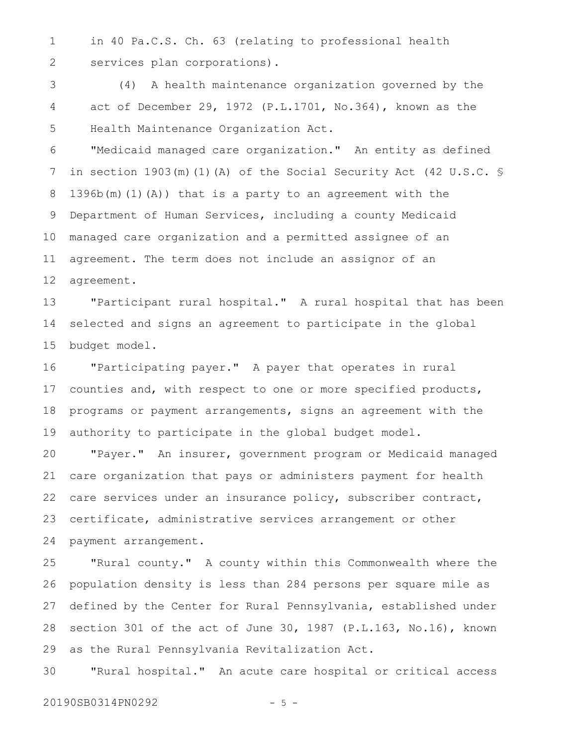in 40 Pa.C.S. Ch. 63 (relating to professional health services plan corporations).

(4) A health maintenance organization governed by the act of December 29, 1972 (P.L.1701, No.364), known as the Health Maintenance Organization Act.

"Medicaid managed care organization." An entity as defined in section 1903(m)(1)(A) of the Social Security Act (42 U.S.C. § 1396b(m)(1)(A)) that is a party to an agreement with the Department of Human Services, including a county Medicaid managed care organization and a permitted assignee of an agreement. The term does not include an assignor of an agreement.

"Participant rural hospital." A rural hospital that has been selected and signs an agreement to participate in the global budget model.

"Participating payer." A payer that operates in rural counties and, with respect to one or more specified products, programs or payment arrangements, signs an agreement with the authority to participate in the global budget model.

"Payer." An insurer, government program or Medicaid managed care organization that pays or administers payment for health care services under an insurance policy, subscriber contract, certificate, administrative services arrangement or other payment arrangement.

"Rural county." A county within this Commonwealth where the population density is less than 284 persons per square mile as defined by the Center for Rural Pennsylvania, established under section 301 of the act of June 30, 1987 (P.L.163, No.16), known as the Rural Pennsylvania Revitalization Act.

"Rural hospital." An acute care hospital or critical access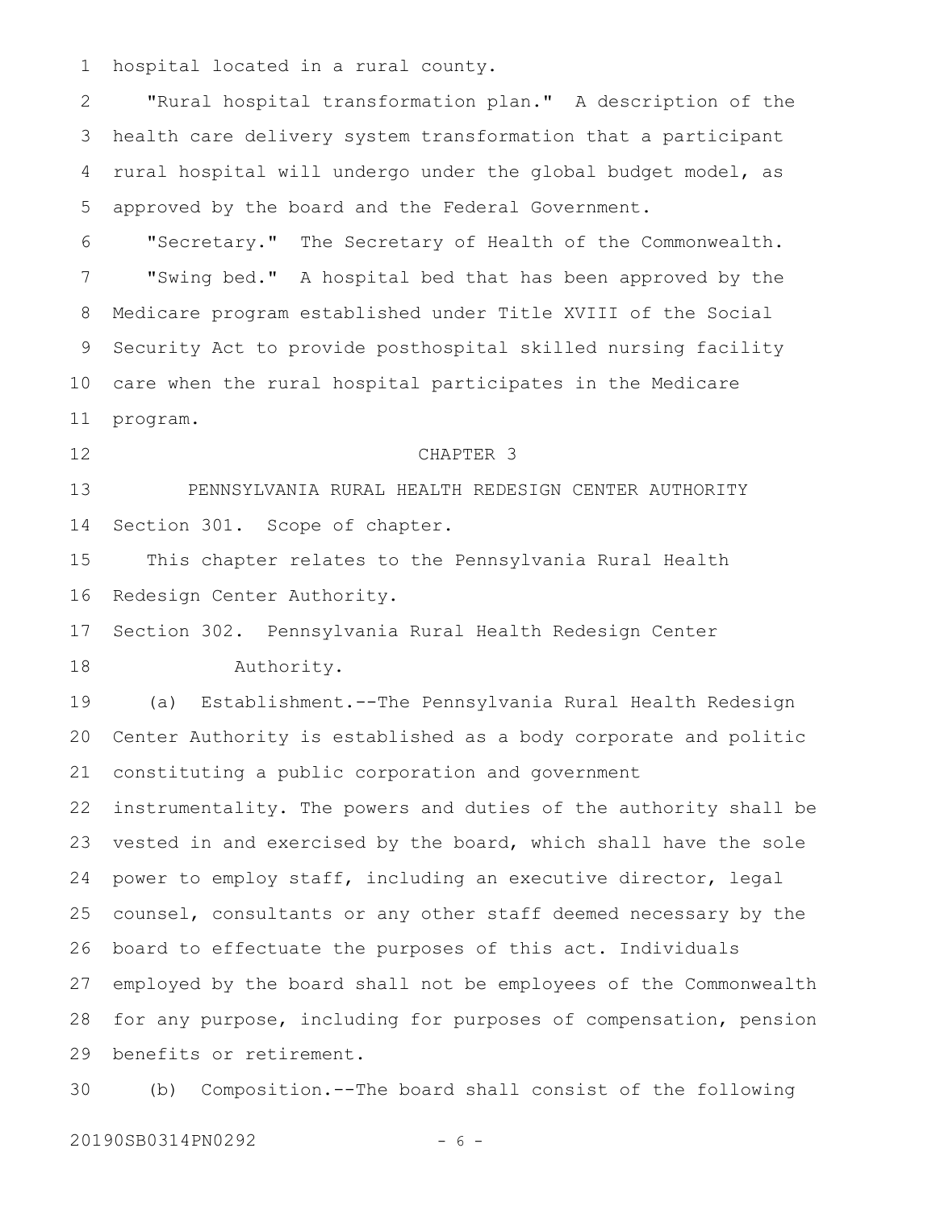hospital located in a rural county.

"Rural hospital transformation plan." A description of the health care delivery system transformation that a participant rural hospital will undergo under the global budget model, as approved by the board and the Federal Government.

"Secretary." The Secretary of Health of the Commonwealth.

"Swing bed." A hospital bed that has been approved by the Medicare program established under Title XVIII of the Social Security Act to provide posthospital skilled nursing facility care when the rural hospital participates in the Medicare program.

## CHAPTER 3

## PENNSYLVANIA RURAL HEALTH REDESIGN CENTER AUTHORITY

Section 301. Scope of chapter.

This chapter relates to the Pennsylvania Rural Health Redesign Center Authority.

Section 302. Pennsylvania Rural Health Redesign Center Authority.

(a) Establishment.--The Pennsylvania Rural Health Redesign Center Authority is established as a body corporate and politic constituting a public corporation and government instrumentality. The powers and duties of the authority shall be vested in and exercised by the board, which shall have the sole power to employ staff, including an executive director, legal counsel, consultants or any other staff deemed necessary by the board to effectuate the purposes of this act. Individuals employed by the board shall not be employees of the Commonwealth for any purpose, including for purposes of compensation, pension benefits or retirement.

(b) Composition.--The board shall consist of the following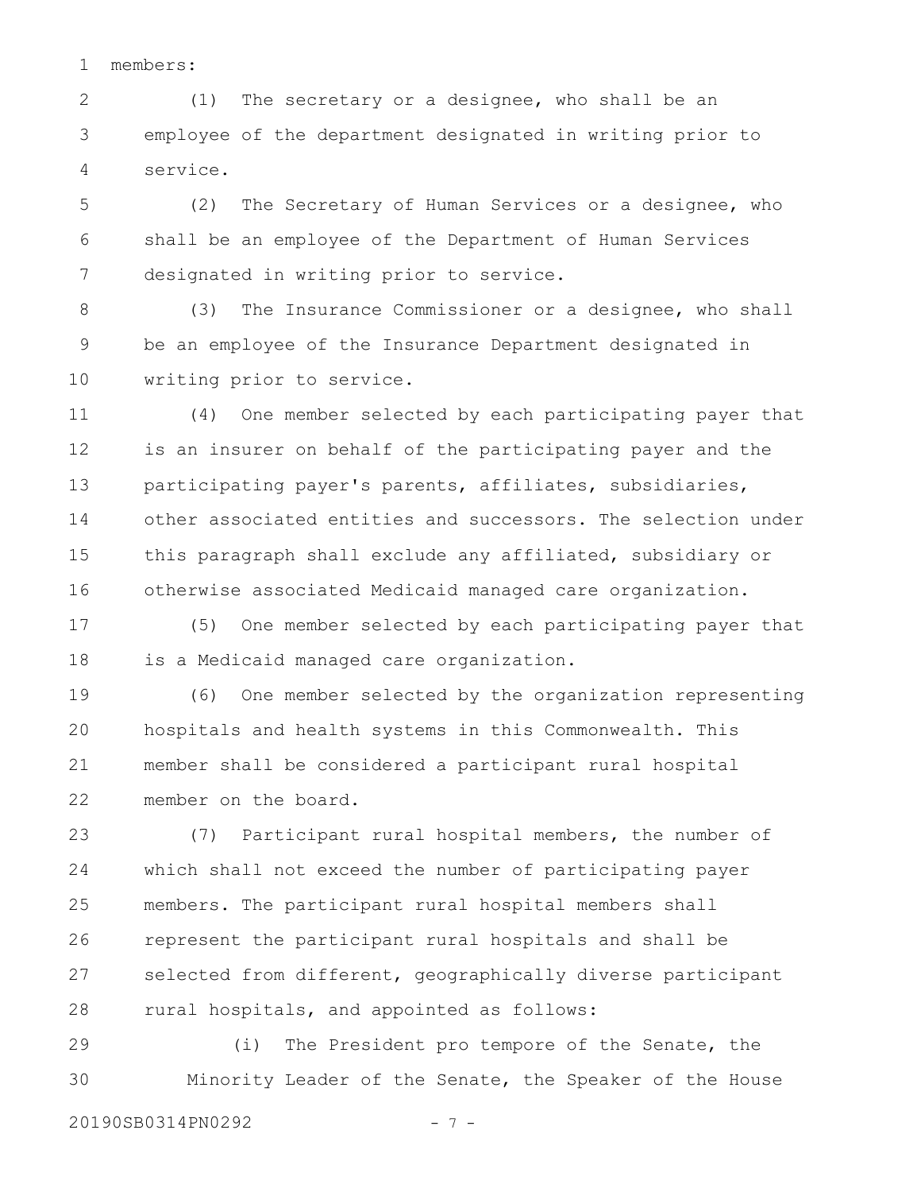members:

(1) The secretary or a designee, who shall be an employee of the department designated in writing prior to service.

(2) The Secretary of Human Services or a designee, who shall be an employee of the Department of Human Services designated in writing prior to service.

(3) The Insurance Commissioner or a designee, who shall be an employee of the Insurance Department designated in writing prior to service.

(4) One member selected by each participating payer that is an insurer on behalf of the participating payer and the participating payer's parents, affiliates, subsidiaries, other associated entities and successors. The selection under this paragraph shall exclude any affiliated, subsidiary or otherwise associated Medicaid managed care organization.

(5) One member selected by each participating payer that is a Medicaid managed care organization.

(6) One member selected by the organization representing hospitals and health systems in this Commonwealth. This member shall be considered a participant rural hospital member on the board.

(7) Participant rural hospital members, the number of which shall not exceed the number of participating payer members. The participant rural hospital members shall represent the participant rural hospitals and shall be selected from different, geographically diverse participant rural hospitals, and appointed as follows:

(i) The President pro tempore of the Senate, the Minority Leader of the Senate, the Speaker of the House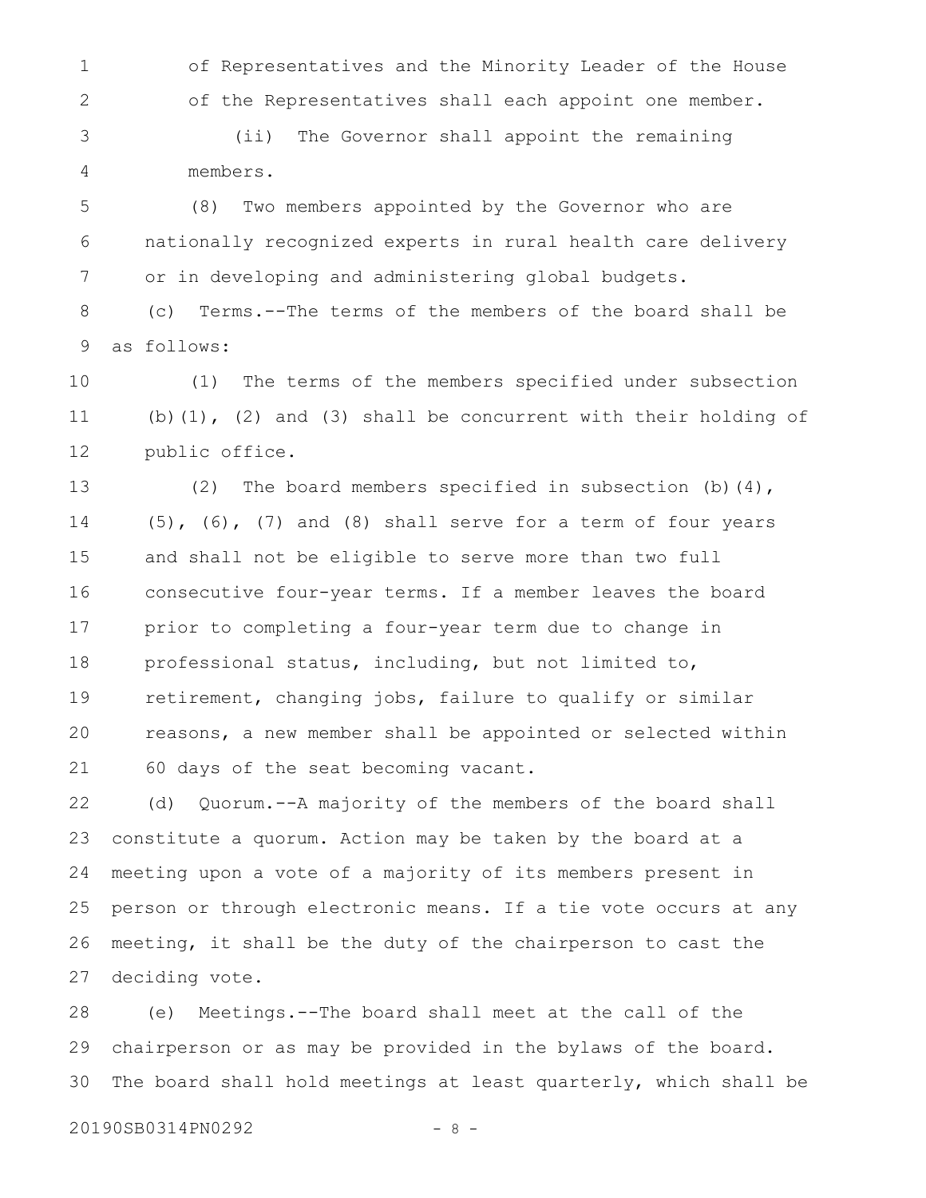of Representatives and the Minority Leader of the House of the Representatives shall each appoint one member.

(ii) The Governor shall appoint the remaining members.

(8) Two members appointed by the Governor who are nationally recognized experts in rural health care delivery or in developing and administering global budgets.

(c) Terms.--The terms of the members of the board shall be as follows:

(1) The terms of the members specified under subsection (b)(1), (2) and (3) shall be concurrent with their holding of public office.

(2) The board members specified in subsection (b)(4), (5), (6), (7) and (8) shall serve for a term of four years and shall not be eligible to serve more than two full consecutive four-year terms. If a member leaves the board prior to completing a four-year term due to change in professional status, including, but not limited to, retirement, changing jobs, failure to qualify or similar reasons, a new member shall be appointed or selected within 60 days of the seat becoming vacant.

(d) Quorum.--A majority of the members of the board shall constitute a quorum. Action may be taken by the board at a meeting upon a vote of a majority of its members present in person or through electronic means. If a tie vote occurs at any meeting, it shall be the duty of the chairperson to cast the deciding vote.

(e) Meetings.--The board shall meet at the call of the chairperson or as may be provided in the bylaws of the board. The board shall hold meetings at least quarterly, which shall be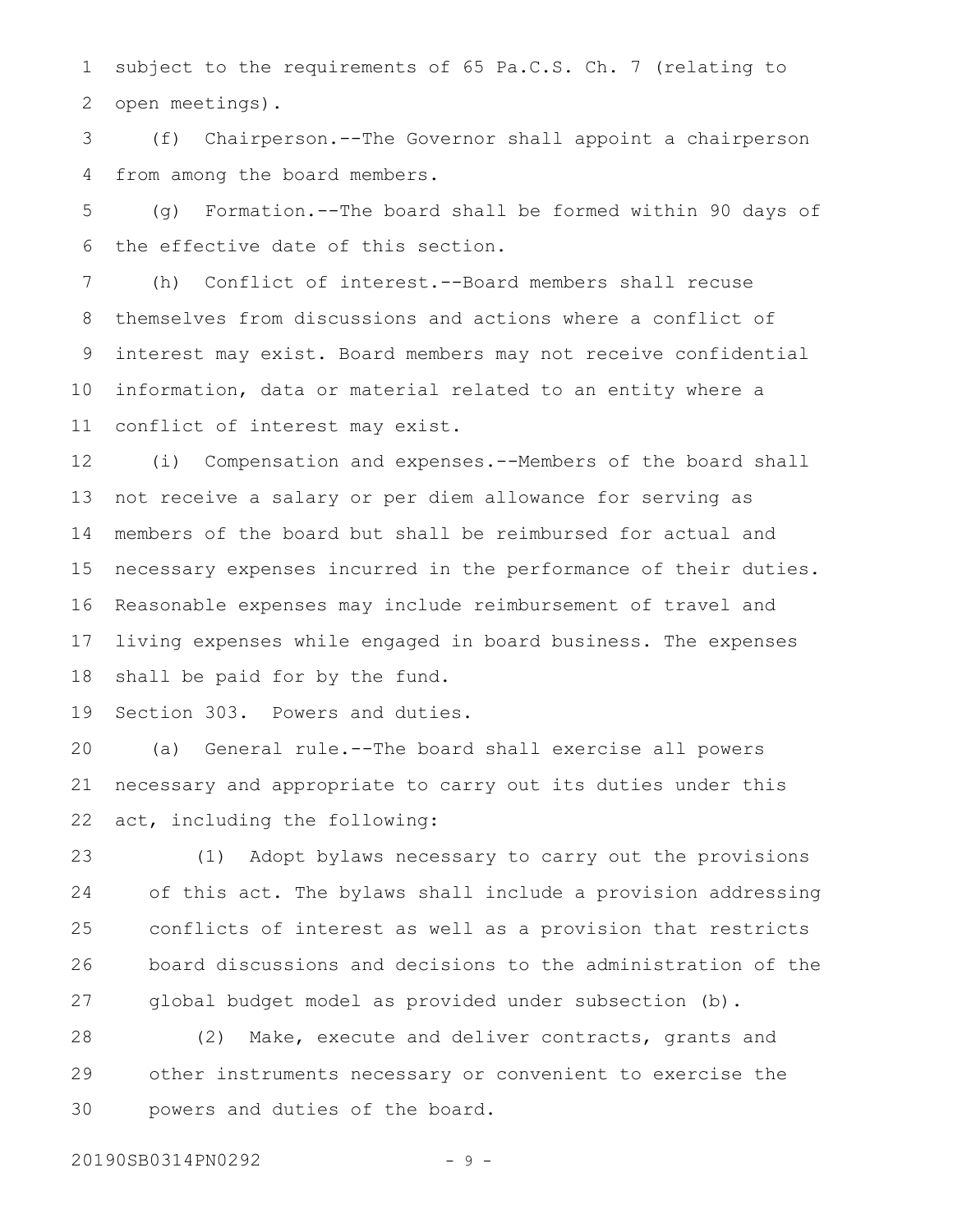subject to the requirements of 65 Pa.C.S. Ch. 7 (relating to open meetings).

(f) Chairperson.--The Governor shall appoint a chairperson from among the board members.

(g) Formation.--The board shall be formed within 90 days of the effective date of this section.

(h) Conflict of interest.--Board members shall recuse themselves from discussions and actions where a conflict of interest may exist. Board members may not receive confidential information, data or material related to an entity where a conflict of interest may exist.

(i) Compensation and expenses.--Members of the board shall not receive a salary or per diem allowance for serving as members of the board but shall be reimbursed for actual and necessary expenses incurred in the performance of their duties. Reasonable expenses may include reimbursement of travel and living expenses while engaged in board business. The expenses shall be paid for by the fund.

Section 303. Powers and duties.

(a) General rule.--The board shall exercise all powers necessary and appropriate to carry out its duties under this act, including the following:

(1) Adopt bylaws necessary to carry out the provisions of this act. The bylaws shall include a provision addressing conflicts of interest as well as a provision that restricts board discussions and decisions to the administration of the global budget model as provided under subsection (b).

(2) Make, execute and deliver contracts, grants and other instruments necessary or convenient to exercise the powers and duties of the board.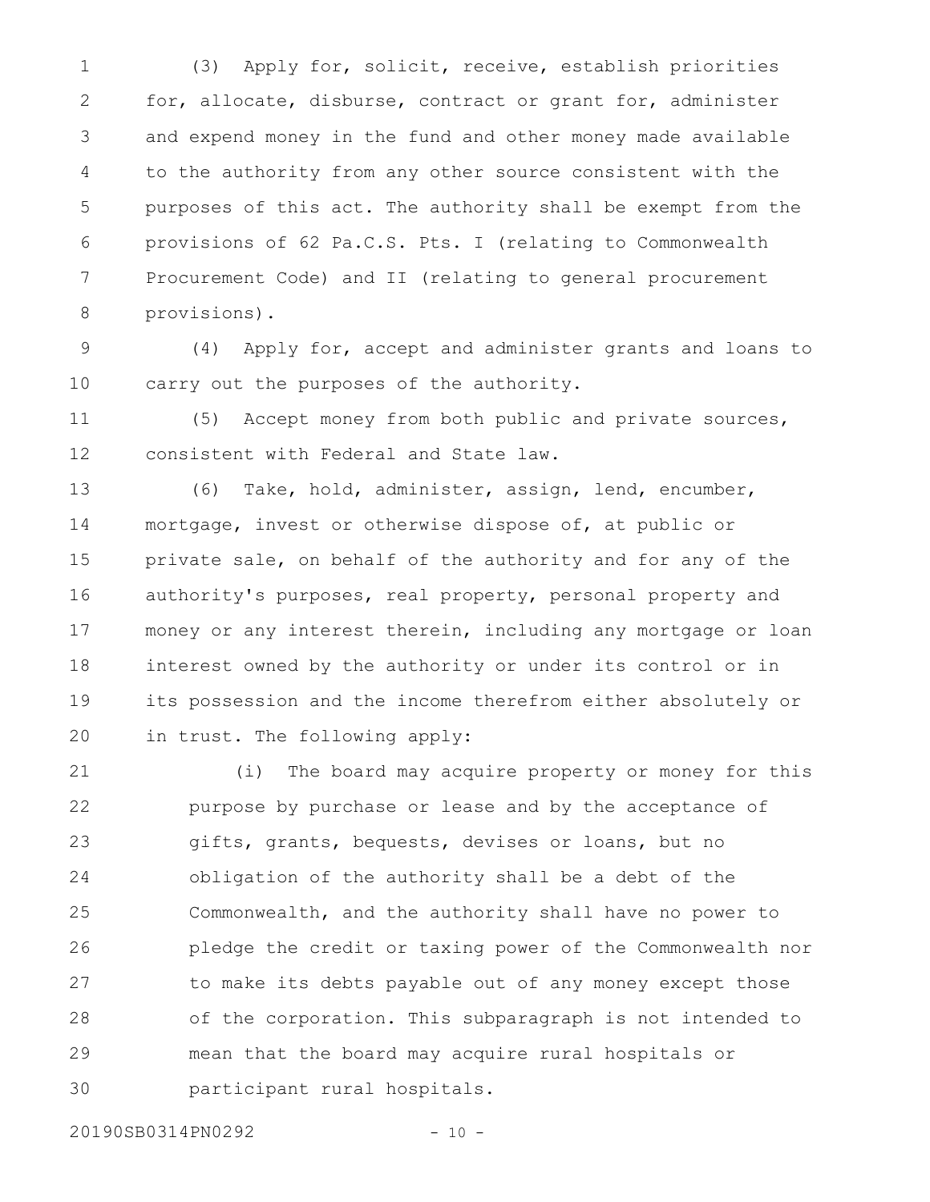(3) Apply for, solicit, receive, establish priorities for, allocate, disburse, contract or grant for, administer and expend money in the fund and other money made available to the authority from any other source consistent with the purposes of this act. The authority shall be exempt from the provisions of 62 Pa.C.S. Pts. I (relating to Commonwealth Procurement Code) and II (relating to general procurement provisions).

(4) Apply for, accept and administer grants and loans to carry out the purposes of the authority.

(5) Accept money from both public and private sources, consistent with Federal and State law.

(6) Take, hold, administer, assign, lend, encumber, mortgage, invest or otherwise dispose of, at public or private sale, on behalf of the authority and for any of the authority's purposes, real property, personal property and money or any interest therein, including any mortgage or loan interest owned by the authority or under its control or in its possession and the income therefrom either absolutely or in trust. The following apply:

(i) The board may acquire property or money for this purpose by purchase or lease and by the acceptance of gifts, grants, bequests, devises or loans, but no obligation of the authority shall be a debt of the Commonwealth, and the authority shall have no power to pledge the credit or taxing power of the Commonwealth nor to make its debts payable out of any money except those of the corporation. This subparagraph is not intended to mean that the board may acquire rural hospitals or participant rural hospitals.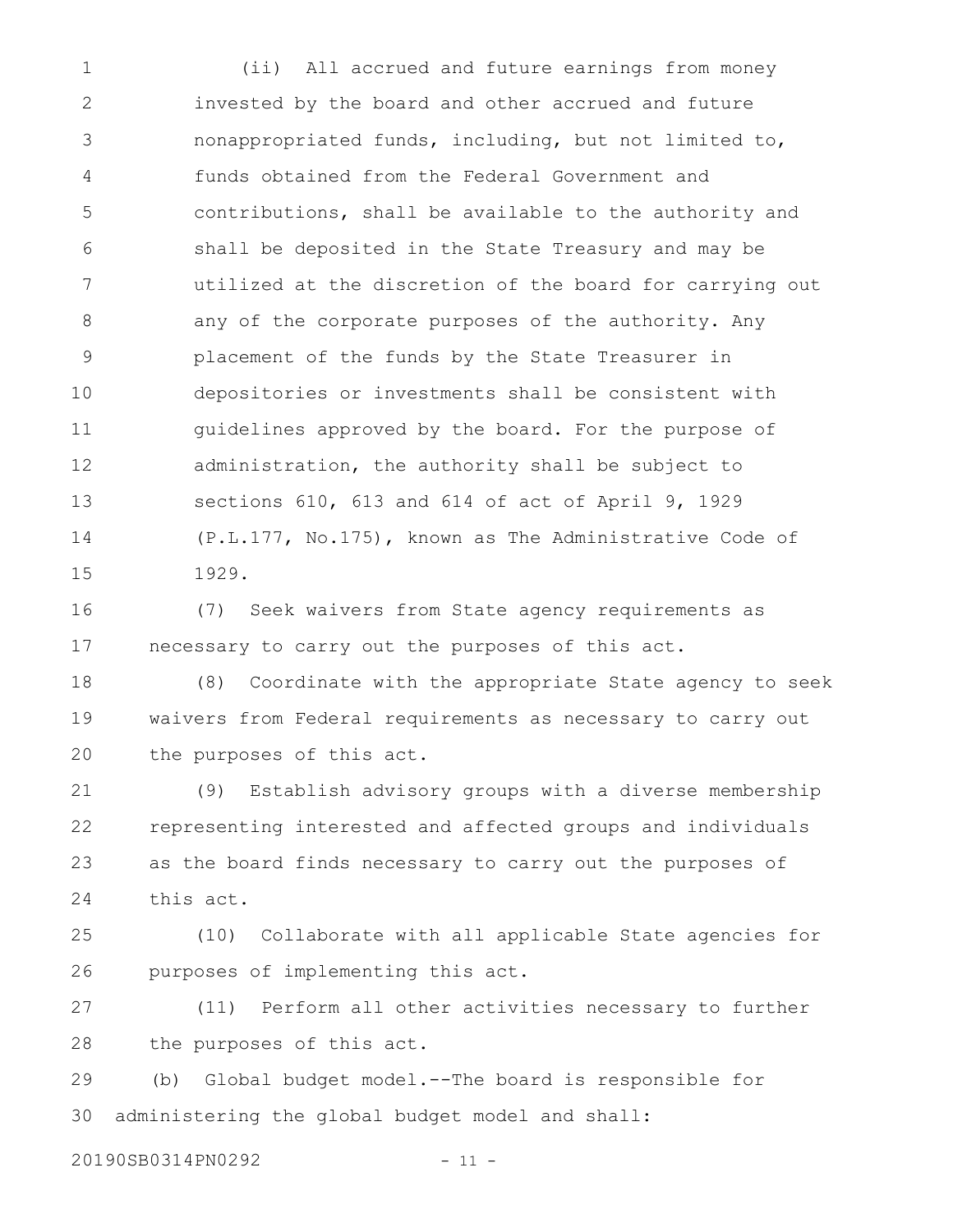(ii) All accrued and future earnings from money invested by the board and other accrued and future nonappropriated funds, including, but not limited to, funds obtained from the Federal Government and contributions, shall be available to the authority and shall be deposited in the State Treasury and may be utilized at the discretion of the board for carrying out any of the corporate purposes of the authority. Any placement of the funds by the State Treasurer in depositories or investments shall be consistent with guidelines approved by the board. For the purpose of administration, the authority shall be subject to sections 610, 613 and 614 of act of April 9, 1929 (P.L.177, No.175), known as The Administrative Code of 1929.

(7) Seek waivers from State agency requirements as necessary to carry out the purposes of this act.

(8) Coordinate with the appropriate State agency to seek waivers from Federal requirements as necessary to carry out the purposes of this act.

(9) Establish advisory groups with a diverse membership representing interested and affected groups and individuals as the board finds necessary to carry out the purposes of this act.

(10) Collaborate with all applicable State agencies for purposes of implementing this act.

(11) Perform all other activities necessary to further the purposes of this act.

(b) Global budget model.--The board is responsible for administering the global budget model and shall: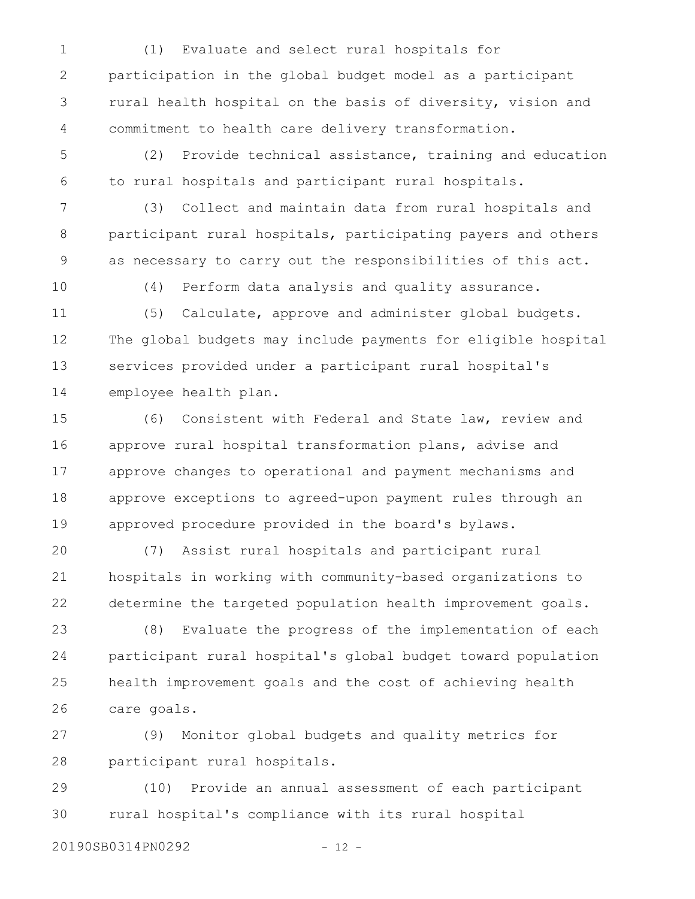(1) Evaluate and select rural hospitals for participation in the global budget model as a participant rural health hospital on the basis of diversity, vision and commitment to health care delivery transformation.

(2) Provide technical assistance, training and education to rural hospitals and participant rural hospitals.

(3) Collect and maintain data from rural hospitals and participant rural hospitals, participating payers and others as necessary to carry out the responsibilities of this act.

(4) Perform data analysis and quality assurance.

(5) Calculate, approve and administer global budgets. The global budgets may include payments for eligible hospital services provided under a participant rural hospital's employee health plan.

(6) Consistent with Federal and State law, review and approve rural hospital transformation plans, advise and approve changes to operational and payment mechanisms and approve exceptions to agreed-upon payment rules through an approved procedure provided in the board's bylaws.

(7) Assist rural hospitals and participant rural hospitals in working with community-based organizations to determine the targeted population health improvement goals.

(8) Evaluate the progress of the implementation of each participant rural hospital's global budget toward population health improvement goals and the cost of achieving health care goals.

(9) Monitor global budgets and quality metrics for participant rural hospitals.

(10) Provide an annual assessment of each participant rural hospital's compliance with its rural hospital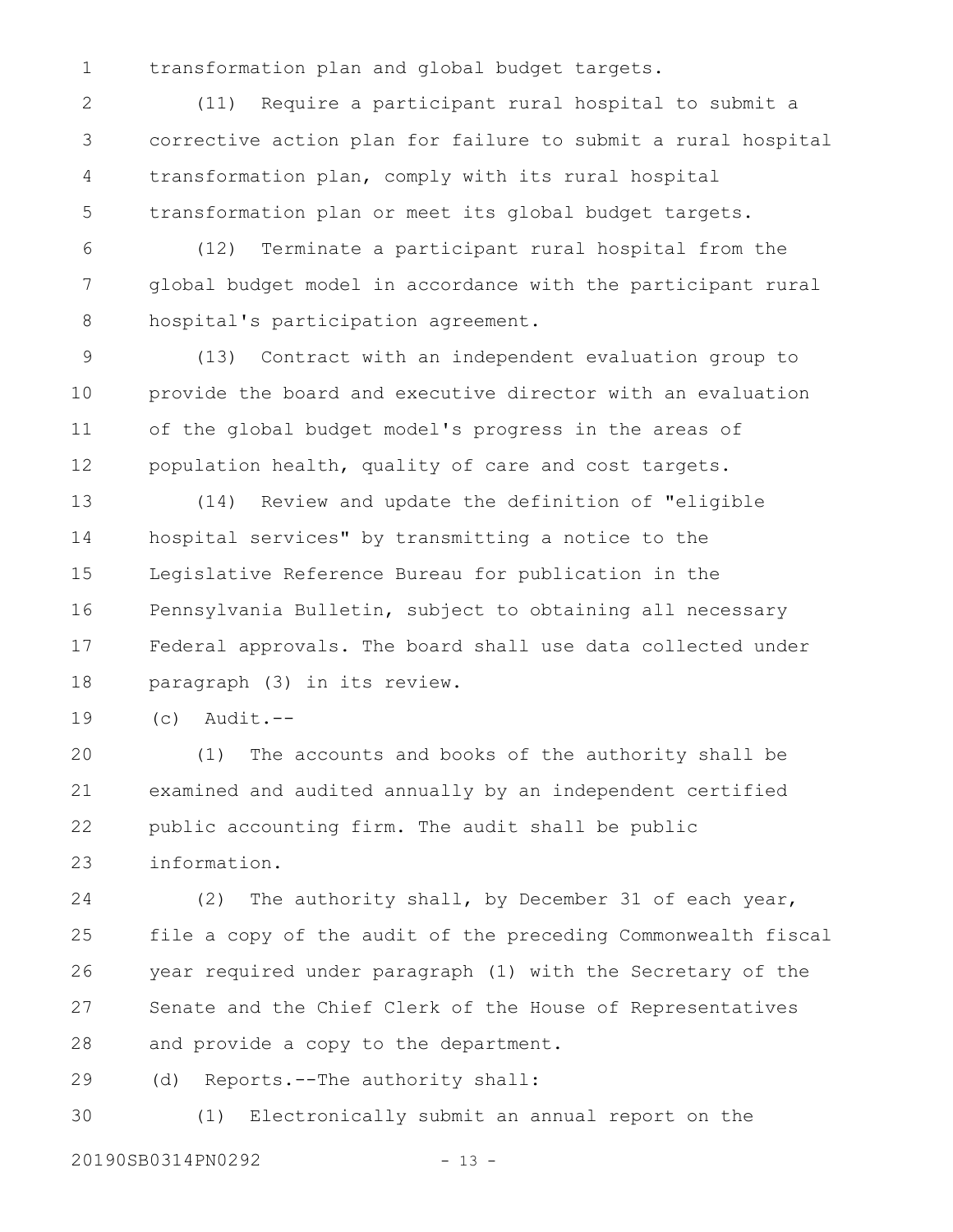transformation plan and global budget targets.

(11) Require a participant rural hospital to submit a corrective action plan for failure to submit a rural hospital transformation plan, comply with its rural hospital transformation plan or meet its global budget targets.

(12) Terminate a participant rural hospital from the global budget model in accordance with the participant rural hospital's participation agreement.

(13) Contract with an independent evaluation group to provide the board and executive director with an evaluation of the global budget model's progress in the areas of population health, quality of care and cost targets.

(14) Review and update the definition of "eligible hospital services" by transmitting a notice to the Legislative Reference Bureau for publication in the Pennsylvania Bulletin, subject to obtaining all necessary Federal approvals. The board shall use data collected under paragraph (3) in its review.

(c) Audit.--

(1) The accounts and books of the authority shall be examined and audited annually by an independent certified public accounting firm. The audit shall be public information.

(2) The authority shall, by December 31 of each year, file a copy of the audit of the preceding Commonwealth fiscal year required under paragraph (1) with the Secretary of the Senate and the Chief Clerk of the House of Representatives and provide a copy to the department.

(d) Reports.--The authority shall:

(1) Electronically submit an annual report on the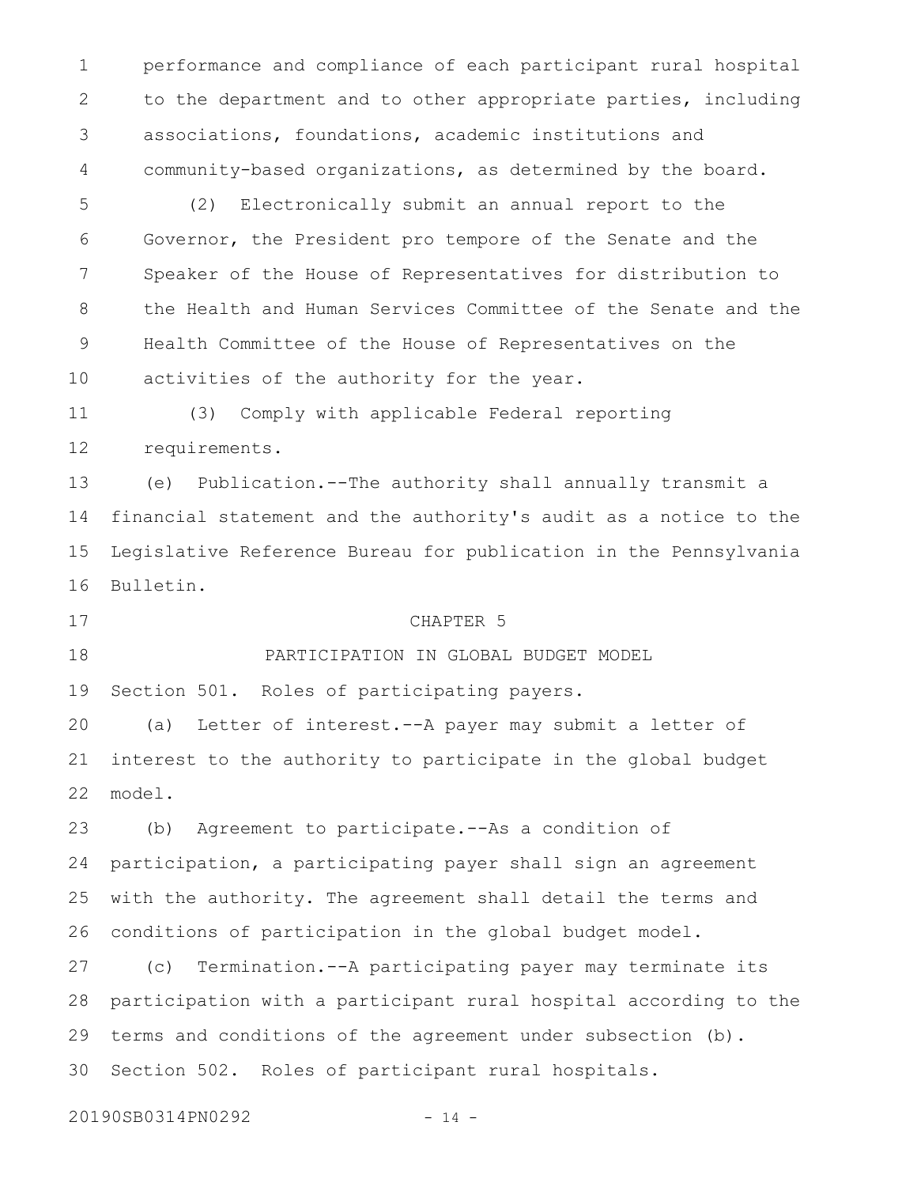performance and compliance of each participant rural hospital to the department and to other appropriate parties, including associations, foundations, academic institutions and community-based organizations, as determined by the board.

(2) Electronically submit an annual report to the Governor, the President pro tempore of the Senate and the Speaker of the House of Representatives for distribution to the Health and Human Services Committee of the Senate and the Health Committee of the House of Representatives on the activities of the authority for the year.

(3) Comply with applicable Federal reporting requirements.

(e) Publication.--The authority shall annually transmit a financial statement and the authority's audit as a notice to the Legislative Reference Bureau for publication in the Pennsylvania Bulletin.

## CHAPTER 5

## PARTICIPATION IN GLOBAL BUDGET MODEL

Section 501. Roles of participating payers.

(a) Letter of interest.--A payer may submit a letter of interest to the authority to participate in the global budget model.

(b) Agreement to participate.--As a condition of participation, a participating payer shall sign an agreement with the authority. The agreement shall detail the terms and conditions of participation in the global budget model.

(c) Termination.--A participating payer may terminate its participation with a participant rural hospital according to the terms and conditions of the agreement under subsection (b).

Section 502. Roles of participant rural hospitals.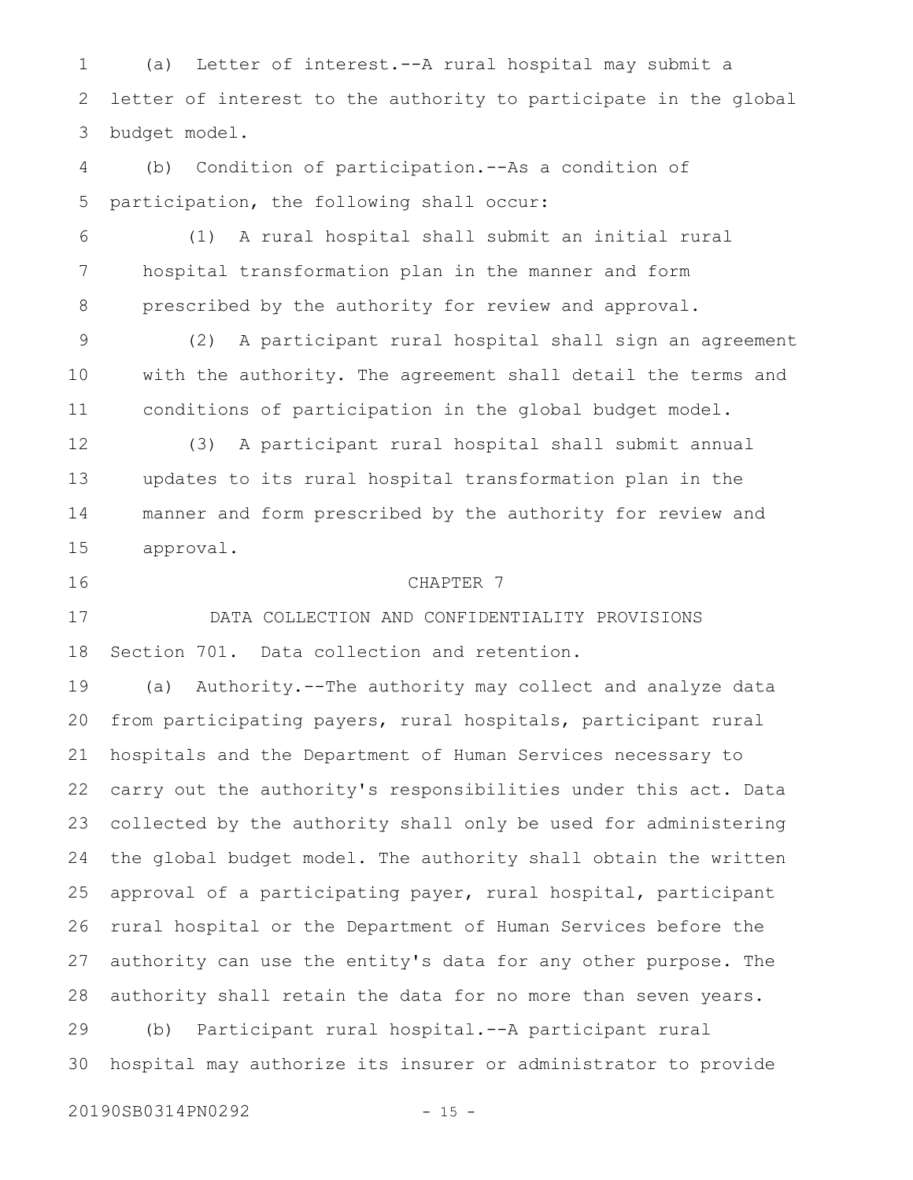(a) Letter of interest.--A rural hospital may submit a letter of interest to the authority to participate in the global budget model.

(b) Condition of participation.--As a condition of participation, the following shall occur:

(1) A rural hospital shall submit an initial rural hospital transformation plan in the manner and form prescribed by the authority for review and approval.

(2) A participant rural hospital shall sign an agreement with the authority. The agreement shall detail the terms and conditions of participation in the global budget model.

(3) A participant rural hospital shall submit annual updates to its rural hospital transformation plan in the manner and form prescribed by the authority for review and approval.

## CHAPTER 7

## DATA COLLECTION AND CONFIDENTIALITY PROVISIONS

### Section 701. Data collection and retention.

(a) Authority.--The authority may collect and analyze data from participating payers, rural hospitals, participant rural hospitals and the Department of Human Services necessary to carry out the authority's responsibilities under this act. Data collected by the authority shall only be used for administering the global budget model. The authority shall obtain the written approval of a participating payer, rural hospital, participant rural hospital or the Department of Human Services before the authority can use the entity's data for any other purpose. The authority shall retain the data for no more than seven years.

(b) Participant rural hospital.--A participant rural hospital may authorize its insurer or administrator to provide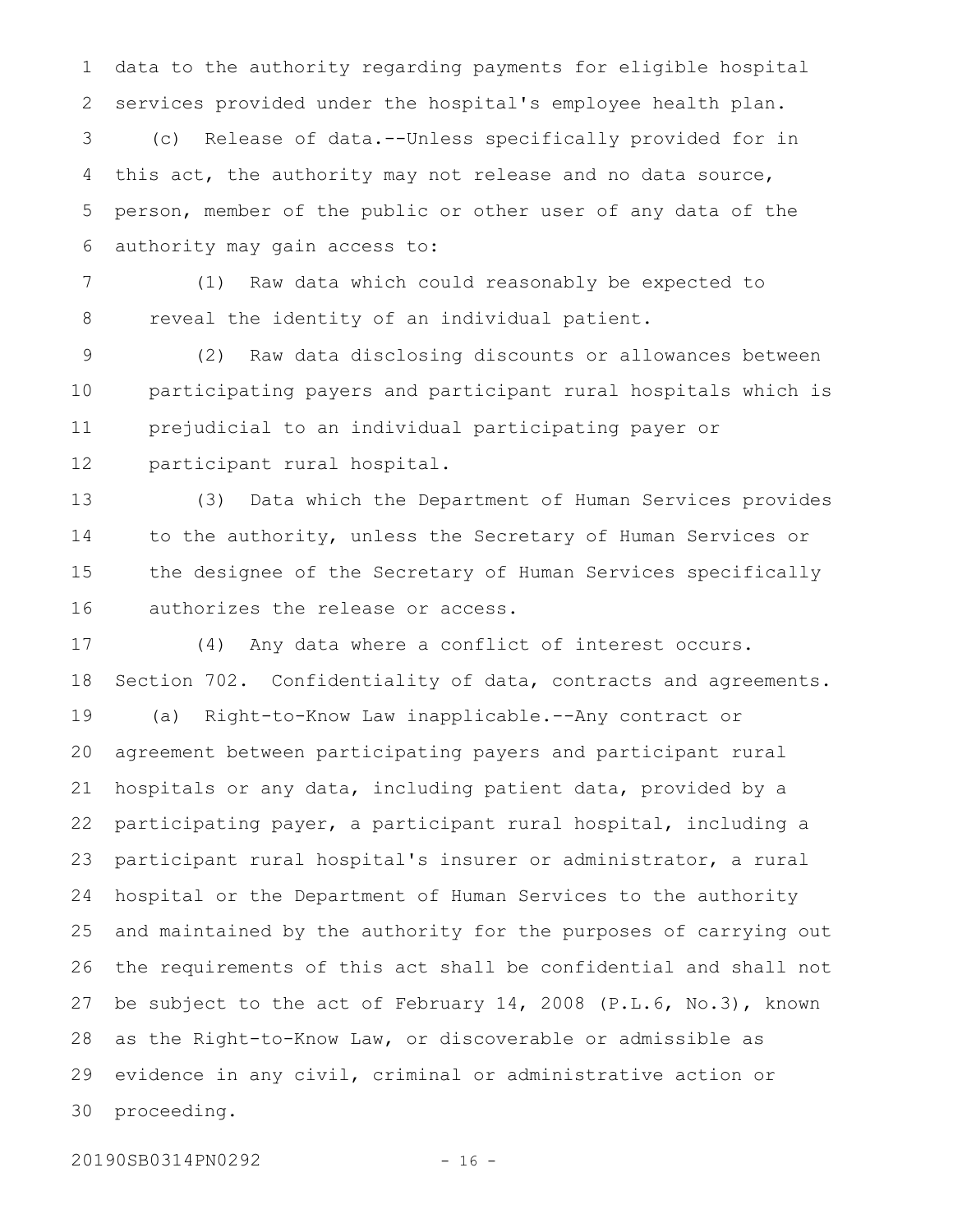data to the authority regarding payments for eligible hospital services provided under the hospital's employee health plan.

(c) Release of data.--Unless specifically provided for in this act, the authority may not release and no data source, person, member of the public or other user of any data of the authority may gain access to:

(1) Raw data which could reasonably be expected to reveal the identity of an individual patient.

(2) Raw data disclosing discounts or allowances between participating payers and participant rural hospitals which is prejudicial to an individual participating payer or participant rural hospital.

(3) Data which the Department of Human Services provides to the authority, unless the Secretary of Human Services or the designee of the Secretary of Human Services specifically authorizes the release or access.

(4) Any data where a conflict of interest occurs.

Section 702. Confidentiality of data, contracts and agreements.

(a) Right-to-Know Law inapplicable.--Any contract or agreement between participating payers and participant rural hospitals or any data, including patient data, provided by a participating payer, a participant rural hospital, including a participant rural hospital's insurer or administrator, a rural hospital or the Department of Human Services to the authority and maintained by the authority for the purposes of carrying out the requirements of this act shall be confidential and shall not be subject to the act of February 14, 2008 (P.L.6, No.3), known as the Right-to-Know Law, or discoverable or admissible as evidence in any civil, criminal or administrative action or proceeding.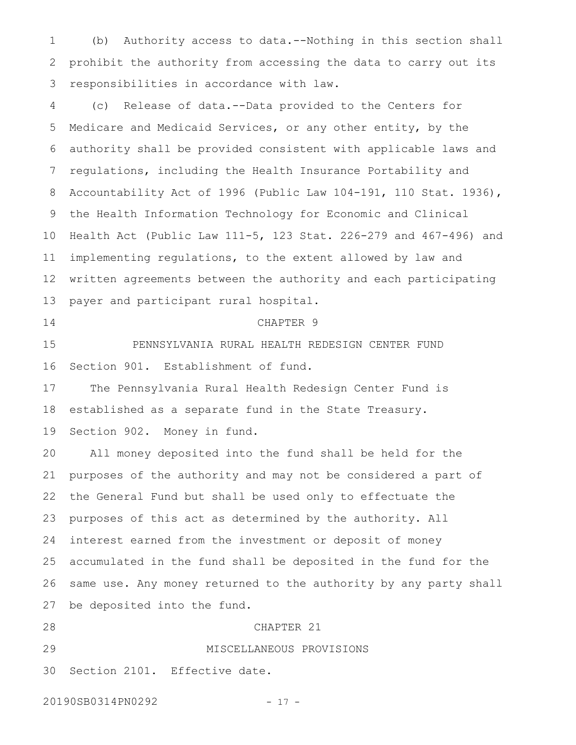(b) Authority access to data.--Nothing in this section shall prohibit the authority from accessing the data to carry out its responsibilities in accordance with law.

(c) Release of data.--Data provided to the Centers for Medicare and Medicaid Services, or any other entity, by the authority shall be provided consistent with applicable laws and regulations, including the Health Insurance Portability and Accountability Act of 1996 (Public Law 104-191, 110 Stat. 1936), the Health Information Technology for Economic and Clinical Health Act (Public Law 111-5, 123 Stat. 226-279 and 467-496) and implementing regulations, to the extent allowed by law and written agreements between the authority and each participating payer and participant rural hospital.

CHAPTER 9

PENNSYLVANIA RURAL HEALTH REDESIGN CENTER FUND

Section 901. Establishment of fund.

The Pennsylvania Rural Health Redesign Center Fund is established as a separate fund in the State Treasury.

Section 902. Money in fund.

All money deposited into the fund shall be held for the purposes of the authority and may not be considered a part of the General Fund but shall be used only to effectuate the purposes of this act as determined by the authority. All interest earned from the investment or deposit of money accumulated in the fund shall be deposited in the fund for the same use. Any money returned to the authority by any party shall be deposited into the fund.

CHAPTER 21

MISCELLANEOUS PROVISIONS

Section 2101. Effective date.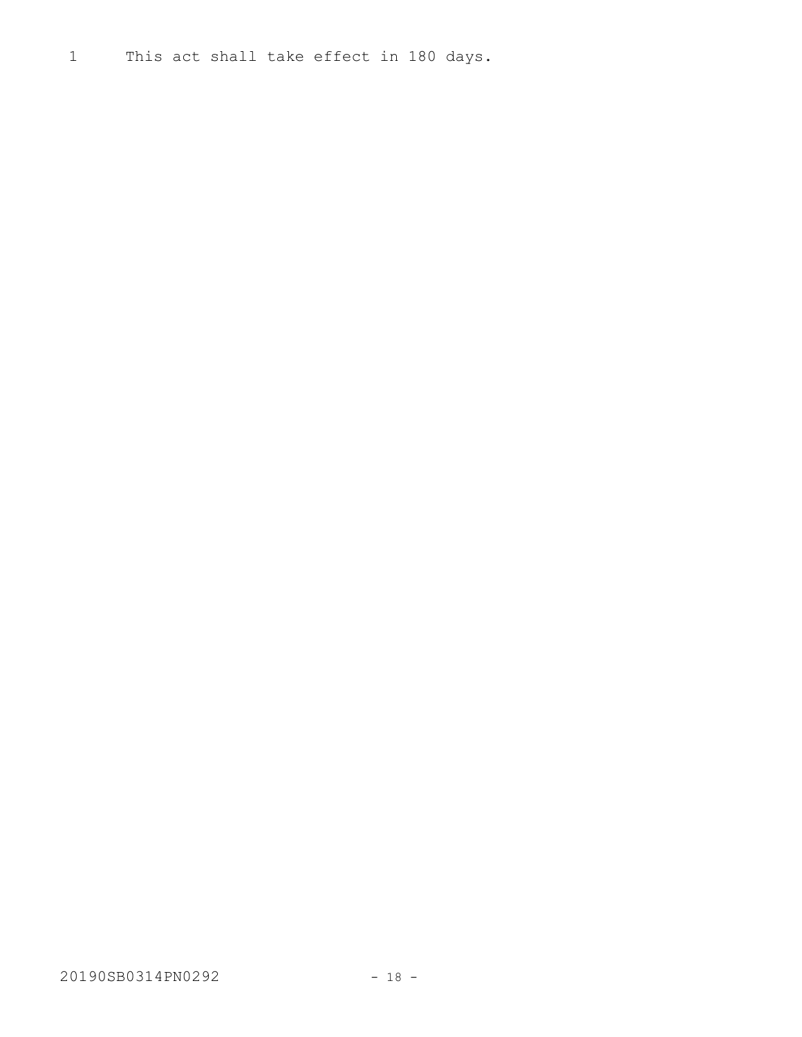This act shall take effect in 180 days.